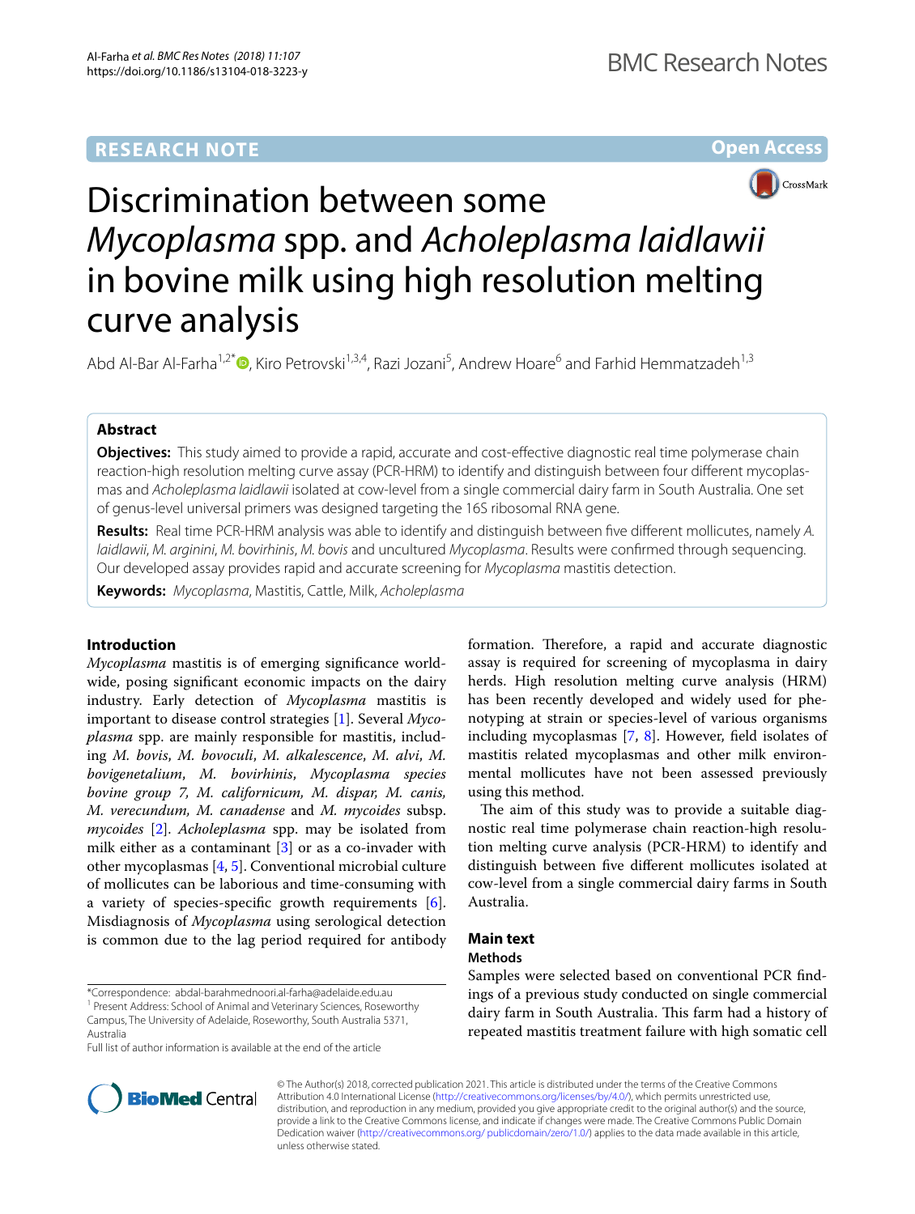RESEARCH NOTE

Open Access

# Discrimination between some *Mycoplasma* spp. and *Acholeplasma laidlawii* in bovine milk using high resolution melting curve analysis

Abd Al-Bar Al-Farha[1,2*], Kiro Petrovski[1,3,4], Razi Jozani[5], Andrew Hoare[6] and Farhid Hemmatzadeh[1,3]

## Abstract

**Objectives:** This study aimed to provide a rapid, accurate and cost-effective diagnostic real time polymerase chain reaction-high resolution melting curve assay (PCR-HRM) to identify and distinguish between four different mycoplasmas and *Acholeplasma laidlawii* isolated at cow-level from a single commercial dairy farm in South Australia. One set of genus-level universal primers was designed targeting the 16S ribosomal RNA gene.

**Results:** Real time PCR-HRM analysis was able to identify and distinguish between five different mollicutes, namely *A. laidlawii*, *M. arginini*, *M. bovirhinis*, *M. bovis* and uncultured *Mycoplasma*. Results were confirmed through sequencing. Our developed assay provides rapid and accurate screening for *Mycoplasma* mastitis detection.

**Keywords:** *Mycoplasma*, Mastitis, Cattle, Milk, *Acholeplasma*

## Introduction

*Mycoplasma* mastitis is of emerging significance worldwide, posing significant economic impacts on the dairy industry. Early detection of *Mycoplasma* mastitis is important to disease control strategies [1]. Several *Mycoplasma* spp. are mainly responsible for mastitis, including *M. bovis*, *M. bovoculi*, *M. alkalescence*, *M. alvi*, *M. bovigenetalium*, *M. bovirhinis*, *Mycoplasma species bovine group 7*, *M. californicum*, *M. dispar*, *M. canis*, *M. verecundum*, *M. canadense* and *M. mycoides* subsp. *mycoides* [2]. *Acholeplasma* spp. may be isolated from milk either as a contaminant [3] or as a co-invader with other mycoplasmas [4, 5]. Conventional microbial culture of mollicutes can be laborious and time-consuming with a variety of species-specific growth requirements [6]. Misdiagnosis of *Mycoplasma* using serological detection is common due to the lag period required for antibody formation. Therefore, a rapid and accurate diagnostic assay is required for screening of mycoplasma in dairy herds. High resolution melting curve analysis (HRM) has been recently developed and widely used for phenotyping at strain or species-level of various organisms including mycoplasmas [7, 8]. However, field isolates of mastitis related mycoplasmas and other milk environmental mollicutes have not been assessed previously using this method.

The aim of this study was to provide a suitable diagnostic real time polymerase chain reaction-high resolution melting curve analysis (PCR-HRM) to identify and distinguish between five different mollicutes isolated at cow-level from a single commercial dairy farms in South Australia.

## Main text

### Methods

Samples were selected based on conventional PCR findings of a previous study conducted on single commercial dairy farm in South Australia. This farm had a history of repeated mastitis treatment failure with high somatic cell

*Correspondence: abdal-barahmednoori.al-farha@adelaide.edu.au
[1] Present Address: School of Animal and Veterinary Sciences, Roseworthy Campus, The University of Adelaide, Roseworthy, South Australia 5371, Australia
Full list of author information is available at the end of the article

© The Author(s) 2018, corrected publication 2021. This article is distributed under the terms of the Creative Commons Attribution 4.0 International License (http://creativecommons.org/licenses/by/4.0/), which permits unrestricted use, distribution, and reproduction in any medium, provided you give appropriate credit to the original author(s) and the source, provide a link to the Creative Commons license, and indicate if changes were made. The Creative Commons Public Domain Dedication waiver (http://creativecommons.org/ publicdomain/zero/1.0/) applies to the data made available in this article, unless otherwise stated.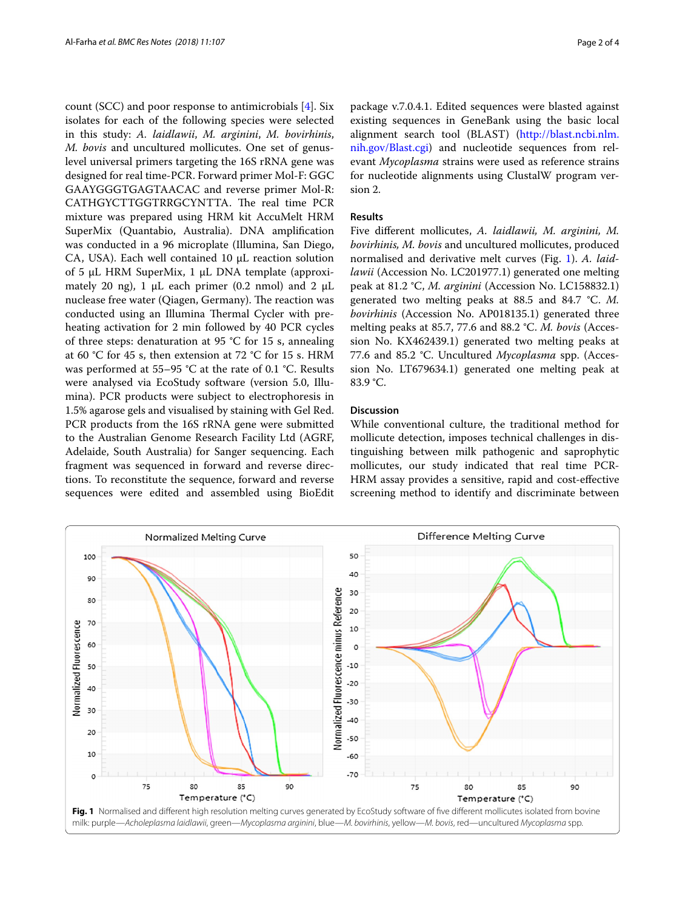count (SCC) and poor response to antimicrobials [4]. Six isolates for each of the following species were selected in this study: *A. laidlawii*, *M. arginini*, *M. bovirhinis*, *M. bovis* and uncultured mollicutes. One set of genus-level universal primers targeting the 16S rRNA gene was designed for real time-PCR. Forward primer Mol-F: GGC GAAYGGGTGAGTAACAC and reverse primer Mol-R: CATHGYCTTGGTRRGCYNTTA. The real time PCR mixture was prepared using HRM kit AccuMelt HRM SuperMix (Quantabio, Australia). DNA amplification was conducted in a 96 microplate (Illumina, San Diego, CA, USA). Each well contained 10 µL reaction solution of 5 µL HRM SuperMix, 1 µL DNA template (approximately 20 ng), 1 µL each primer (0.2 nmol) and 2 µL nuclease free water (Qiagen, Germany). The reaction was conducted using an Illumina Thermal Cycler with pre-heating activation for 2 min followed by 40 PCR cycles of three steps: denaturation at 95 °C for 15 s, annealing at 60 °C for 45 s, then extension at 72 °C for 15 s. HRM was performed at 55–95 °C at the rate of 0.1 °C. Results were analysed via EcoStudy software (version 5.0, Illumina). PCR products were subject to electrophoresis in 1.5% agarose gels and visualised by staining with Gel Red. PCR products from the 16S rRNA gene were submitted to the Australian Genome Research Facility Ltd (AGRF, Adelaide, South Australia) for Sanger sequencing. Each fragment was sequenced in forward and reverse directions. To reconstitute the sequence, forward and reverse sequences were edited and assembled using BioEdit package v.7.0.4.1. Edited sequences were blasted against existing sequences in GeneBank using the basic local alignment search tool (BLAST) (http://blast.ncbi.nlm.nih.gov/Blast.cgi) and nucleotide sequences from relevant *Mycoplasma* strains were used as reference strains for nucleotide alignments using ClustalW program version 2.

## Results

Five different mollicutes, *A. laidlawii, M. arginini, M. bovirhinis, M. bovis* and uncultured mollicutes, produced normalised and derivative melt curves (Fig. 1). *A. laidlawii* (Accession No. LC201977.1) generated one melting peak at 81.2 °C, *M. arginini* (Accession No. LC158832.1) generated two melting peaks at 88.5 and 84.7 °C. *M. bovirhinis* (Accession No. AP018135.1) generated three melting peaks at 85.7, 77.6 and 88.2 °C. *M. bovis* (Accession No. KX462439.1) generated two melting peaks at 77.6 and 85.2 °C. Uncultured *Mycoplasma* spp. (Accession No. LT679634.1) generated one melting peak at 83.9 °C.

## Discussion

While conventional culture, the traditional method for mollicute detection, imposes technical challenges in distinguishing between milk pathogenic and saprophytic mollicutes, our study indicated that real time PCR-HRM assay provides a sensitive, rapid and cost-effective screening method to identify and discriminate between

**Fig. 1** Normalised and different high resolution melting curves generated by EcoStudy software of five different mollicutes isolated from bovine milk: purple—*Acholeplasma laidlawii*, green—*Mycoplasma arginini*, blue—*M. bovirhinis*, yellow—*M. bovis*, red—uncultured *Mycoplasma* spp.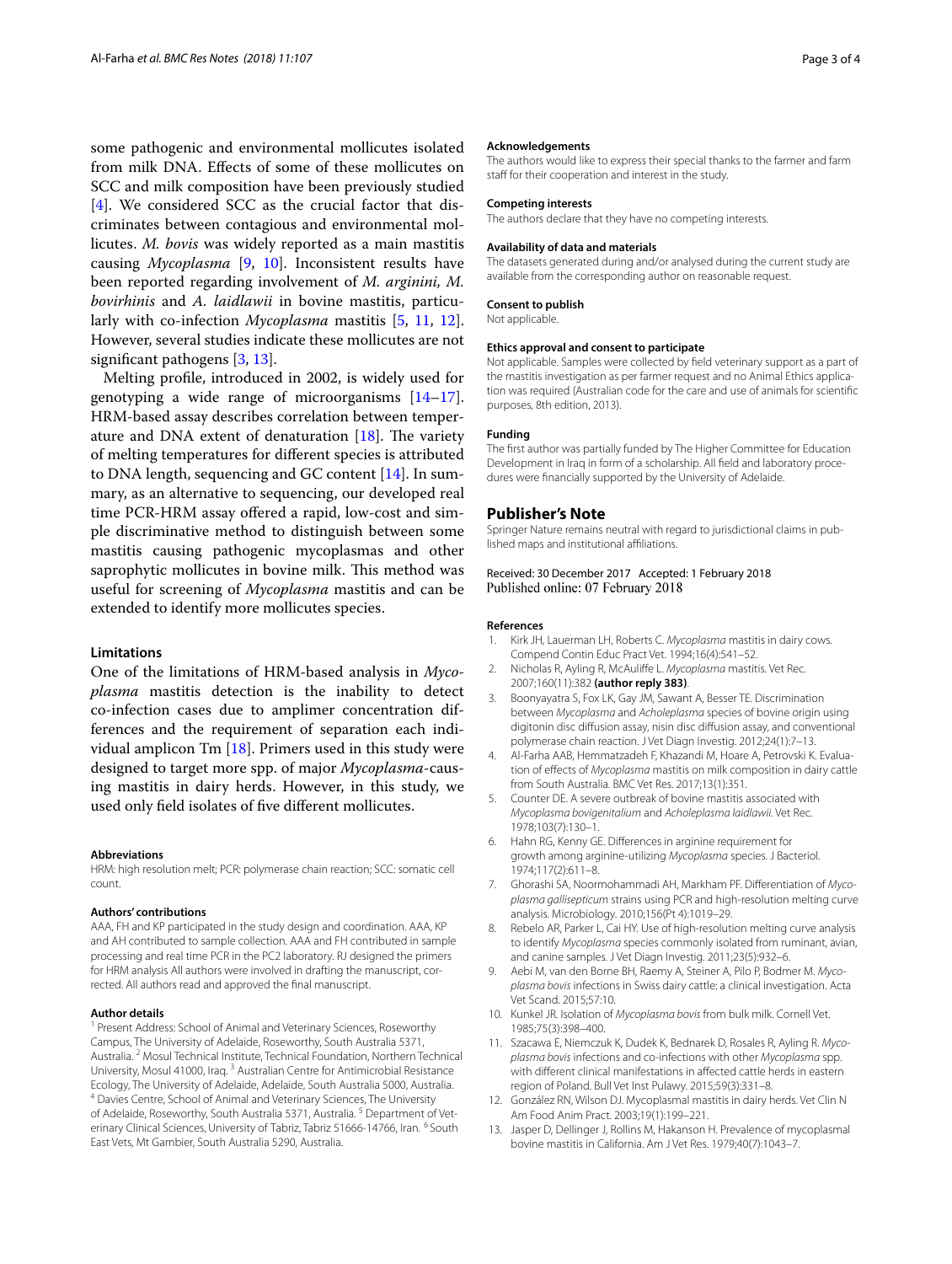some pathogenic and environmental mollicutes isolated from milk DNA. Effects of some of these mollicutes on SCC and milk composition have been previously studied [4]. We considered SCC as the crucial factor that discriminates between contagious and environmental mollicutes. *M. bovis* was widely reported as a main mastitis causing *Mycoplasma* [9, 10]. Inconsistent results have been reported regarding involvement of *M. arginini, M. bovirhinis* and *A. laidlawii* in bovine mastitis, particularly with co-infection *Mycoplasma* mastitis [5, 11, 12]. However, several studies indicate these mollicutes are not significant pathogens [3, 13].

Melting profile, introduced in 2002, is widely used for genotyping a wide range of microorganisms [14–17]. HRM-based assay describes correlation between temperature and DNA extent of denaturation [18]. The variety of melting temperatures for different species is attributed to DNA length, sequencing and GC content [14]. In summary, as an alternative to sequencing, our developed real time PCR-HRM assay offered a rapid, low-cost and simple discriminative method to distinguish between some mastitis causing pathogenic mycoplasmas and other saprophytic mollicutes in bovine milk. This method was useful for screening of *Mycoplasma* mastitis and can be extended to identify more mollicutes species.

### Limitations

One of the limitations of HRM-based analysis in *Mycoplasma* mastitis detection is the inability to detect co-infection cases due to amplimer concentration differences and the requirement of separation each individual amplicon Tm [18]. Primers used in this study were designed to target more spp. of major *Mycoplasma*-causing mastitis in dairy herds. However, in this study, we used only field isolates of five different mollicutes.

#### Abbreviations

HRM: high resolution melt; PCR: polymerase chain reaction; SCC: somatic cell count.

#### Authors' contributions

AAA, FH and KP participated in the study design and coordination. AAA, KP and AH contributed to sample collection. AAA and FH contributed in sample processing and real time PCR in the PC2 laboratory. RJ designed the primers for HRM analysis All authors were involved in drafting the manuscript, corrected. All authors read and approved the final manuscript.

#### Author details

[1] Present Address: School of Animal and Veterinary Sciences, Roseworthy Campus, The University of Adelaide, Roseworthy, South Australia 5371, Australia. [2] Mosul Technical Institute, Technical Foundation, Northern Technical University, Mosul 41000, Iraq. [3] Australian Centre for Antimicrobial Resistance Ecology, The University of Adelaide, Adelaide, South Australia 5000, Australia. [4] Davies Centre, School of Animal and Veterinary Sciences, The University of Adelaide, Roseworthy, South Australia 5371, Australia. [5] Department of Veterinary Clinical Sciences, University of Tabriz, Tabriz 51666-14766, Iran. [6] South East Vets, Mt Gambier, South Australia 5290, Australia.

#### Acknowledgements

The authors would like to express their special thanks to the farmer and farm staff for their cooperation and interest in the study.

#### Competing interests

The authors declare that they have no competing interests.

#### Availability of data and materials

The datasets generated during and/or analysed during the current study are available from the corresponding author on reasonable request.

#### Consent to publish

Not applicable.

#### Ethics approval and consent to participate

Not applicable. Samples were collected by field veterinary support as a part of the mastitis investigation as per farmer request and no Animal Ethics application was required (Australian code for the care and use of animals for scientific purposes, 8th edition, 2013).

#### Funding

The first author was partially funded by The Higher Committee for Education Development in Iraq in form of a scholarship. All field and laboratory procedures were financially supported by the University of Adelaide.

## Publisher's Note

Springer Nature remains neutral with regard to jurisdictional claims in published maps and institutional affiliations.

Received: 30 December 2017 Accepted: 1 February 2018
Published online: 07 February 2018

#### References

1. Kirk JH, Lauerman LH, Roberts C. *Mycoplasma* mastitis in dairy cows. Compend Contin Educ Pract Vet. 1994;16(4):541–52.
2. Nicholas R, Ayling R, McAuliffe L. *Mycoplasma* mastitis. Vet Rec. 2007;160(11):382 **(author reply 383)**.
3. Boonyayatra S, Fox LK, Gay JM, Sawant A, Besser TE. Discrimination between *Mycoplasma* and *Acholeplasma* species of bovine origin using digitonin disc diffusion assay, nisin disc diffusion assay, and conventional polymerase chain reaction. J Vet Diagn Investig. 2012;24(1):7–13.
4. Al-Farha AAB, Hemmatzadeh F, Khazandi M, Hoare A, Petrovski K. Evaluation of effects of *Mycoplasma* mastitis on milk composition in dairy cattle from South Australia. BMC Vet Res. 2017;13(1):351.
5. Counter DE. A severe outbreak of bovine mastitis associated with *Mycoplasma bovigenitalium* and *Acholeplasma laidlawii*. Vet Rec. 1978;103(7):130–1.
6. Hahn RG, Kenny GE. Differences in arginine requirement for growth among arginine-utilizing *Mycoplasma* species. J Bacteriol. 1974;117(2):611–8.
7. Ghorashi SA, Noormohammadi AH, Markham PF. Differentiation of *Mycoplasma gallisepticum* strains using PCR and high-resolution melting curve analysis. Microbiology. 2010;156(Pt 4):1019–29.
8. Rebelo AR, Parker L, Cai HY. Use of high-resolution melting curve analysis to identify *Mycoplasma* species commonly isolated from ruminant, avian, and canine samples. J Vet Diagn Investig. 2011;23(5):932–6.
9. Aebi M, van den Borne BH, Raemy A, Steiner A, Pilo P, Bodmer M. *Mycoplasma bovis* infections in Swiss dairy cattle: a clinical investigation. Acta Vet Scand. 2015;57:10.
10. Kunkel JR. Isolation of *Mycoplasma bovis* from bulk milk. Cornell Vet. 1985;75(3):398–400.
11. Szacawa E, Niemczuk K, Dudek K, Bednarek D, Rosales R, Ayling R. *Mycoplasma bovis* infections and co-infections with other *Mycoplasma* spp. with different clinical manifestations in affected cattle herds in eastern region of Poland. Bull Vet Inst Pulawy. 2015;59(3):331–8.
12. González RN, Wilson DJ. Mycoplasmal mastitis in dairy herds. Vet Clin N Am Food Anim Pract. 2003;19(1):199–221.
13. Jasper D, Dellinger J, Rollins M, Hakanson H. Prevalence of mycoplasmal bovine mastitis in California. Am J Vet Res. 1979;40(7):1043–7.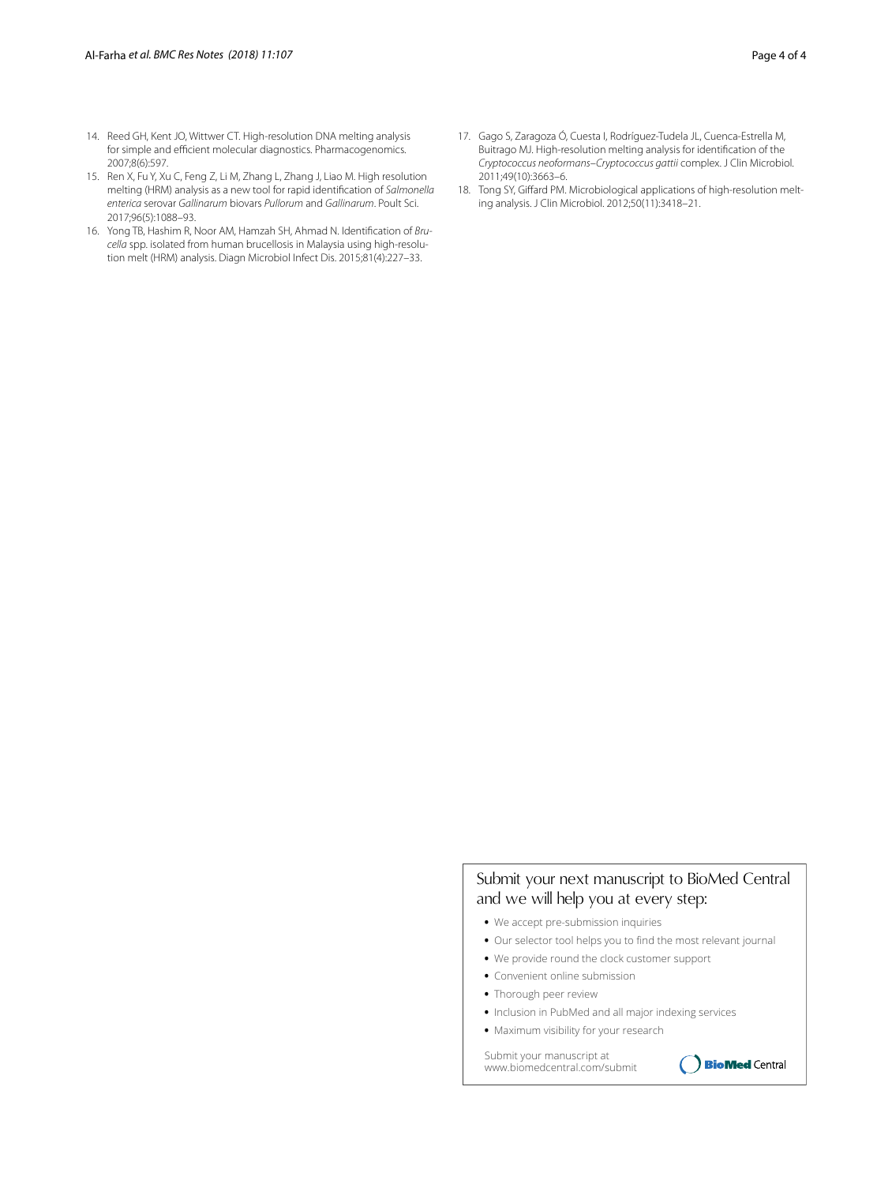14. Reed GH, Kent JO, Wittwer CT. High-resolution DNA melting analysis for simple and efficient molecular diagnostics. Pharmacogenomics. 2007;8(6):597.
15. Ren X, Fu Y, Xu C, Feng Z, Li M, Zhang L, Zhang J, Liao M. High resolution melting (HRM) analysis as a new tool for rapid identification of *Salmonella enterica* serovar *Gallinarum* biovars *Pullorum* and *Gallinarum*. Poult Sci. 2017;96(5):1088–93.
16. Yong TB, Hashim R, Noor AM, Hamzah SH, Ahmad N. Identification of *Brucella* spp. isolated from human brucellosis in Malaysia using high-resolution melt (HRM) analysis. Diagn Microbiol Infect Dis. 2015;81(4):227–33.
17. Gago S, Zaragoza Ó, Cuesta I, Rodríguez-Tudela JL, Cuenca-Estrella M, Buitrago MJ. High-resolution melting analysis for identification of the *Cryptococcus neoformans*–*Cryptococcus gattii* complex. J Clin Microbiol. 2011;49(10):3663–6.
18. Tong SY, Giffard PM. Microbiological applications of high-resolution melting analysis. J Clin Microbiol. 2012;50(11):3418–21.

Submit your next manuscript to BioMed Central and we will help you at every step:

- We accept pre-submission inquiries
- Our selector tool helps you to find the most relevant journal
- We provide round the clock customer support
- Convenient online submission
- Thorough peer review
- Inclusion in PubMed and all major indexing services
- Maximum visibility for your research

Submit your manuscript at www.biomedcentral.com/submit

BioMed Central